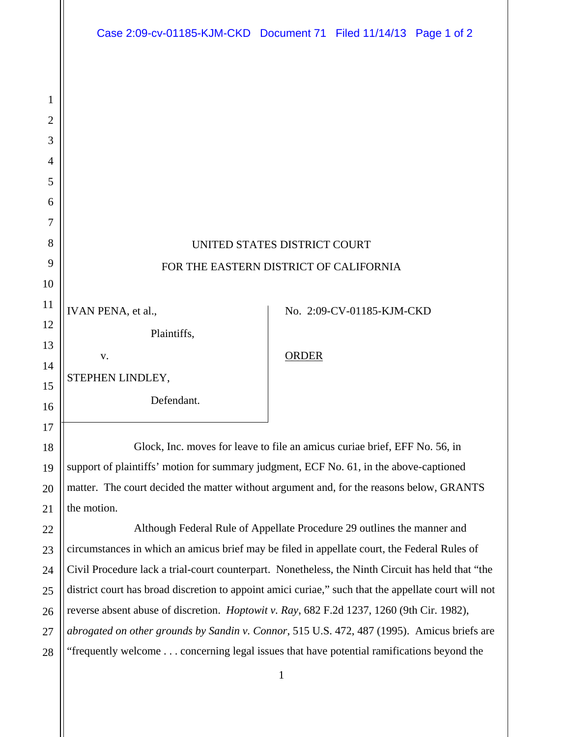UNITED STATES DISTRICT COURT

FOR THE EASTERN DISTRICT OF CALIFORNIA

| | |
|---|---|
| IVAN PENA, et al., Plaintiffs, v. STEPHEN LINDLEY, Defendant. | No. 2:09-CV-01185-KJM-CKD ORDER |

Glock, Inc. moves for leave to file an amicus curiae brief, EFF No. 56, in support of plaintiffs' motion for summary judgment, ECF No. 61, in the above-captioned matter. The court decided the matter without argument and, for the reasons below, GRANTS the motion.

Although Federal Rule of Appellate Procedure 29 outlines the manner and circumstances in which an amicus brief may be filed in appellate court, the Federal Rules of Civil Procedure lack a trial-court counterpart. Nonetheless, the Ninth Circuit has held that "the district court has broad discretion to appoint amici curiae," such that the appellate court will not reverse absent abuse of discretion. *Hoptowit v. Ray*, 682 F.2d 1237, 1260 (9th Cir. 1982), *abrogated on other grounds by Sandin v. Connor*, 515 U.S. 472, 487 (1995). Amicus briefs are "frequently welcome . . . concerning legal issues that have potential ramifications beyond the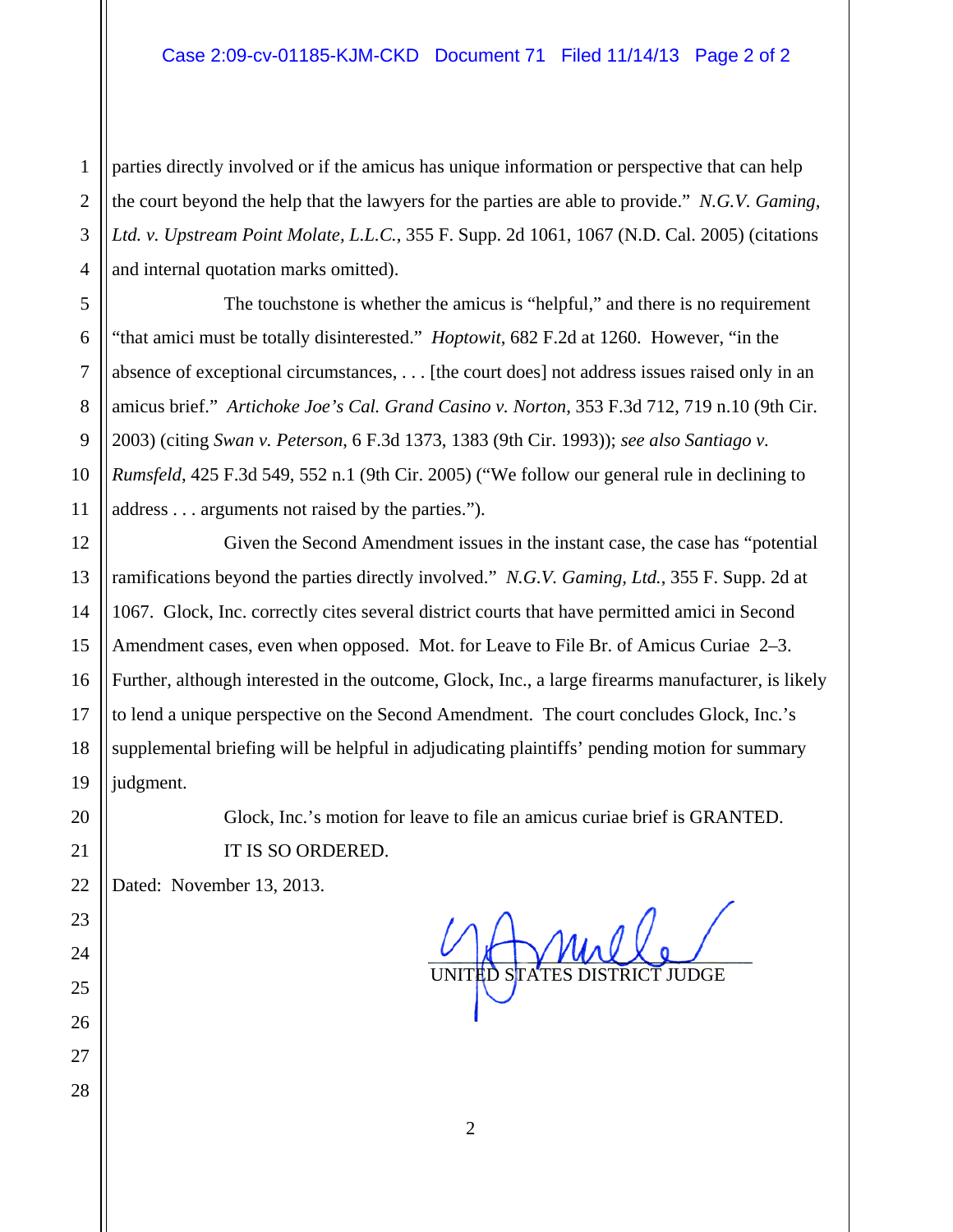parties directly involved or if the amicus has unique information or perspective that can help the court beyond the help that the lawyers for the parties are able to provide." *N.G.V. Gaming, Ltd. v. Upstream Point Molate, L.L.C.*, 355 F. Supp. 2d 1061, 1067 (N.D. Cal. 2005) (citations and internal quotation marks omitted).

The touchstone is whether the amicus is "helpful," and there is no requirement "that amici must be totally disinterested." *Hoptowit*, 682 F.2d at 1260. However, "in the absence of exceptional circumstances, . . . [the court does] not address issues raised only in an amicus brief." *Artichoke Joe's Cal. Grand Casino v. Norton*, 353 F.3d 712, 719 n.10 (9th Cir. 2003) (citing *Swan v. Peterson*, 6 F.3d 1373, 1383 (9th Cir. 1993)); *see also Santiago v. Rumsfeld*, 425 F.3d 549, 552 n.1 (9th Cir. 2005) ("We follow our general rule in declining to address . . . arguments not raised by the parties.").

Given the Second Amendment issues in the instant case, the case has "potential ramifications beyond the parties directly involved." *N.G.V. Gaming, Ltd.*, 355 F. Supp. 2d at 1067. Glock, Inc. correctly cites several district courts that have permitted amici in Second Amendment cases, even when opposed. Mot. for Leave to File Br. of Amicus Curiae 2–3. Further, although interested in the outcome, Glock, Inc., a large firearms manufacturer, is likely to lend a unique perspective on the Second Amendment. The court concludes Glock, Inc.'s supplemental briefing will be helpful in adjudicating plaintiffs' pending motion for summary judgment.

Glock, Inc.'s motion for leave to file an amicus curiae brief is GRANTED.

IT IS SO ORDERED.

Dated: November 13, 2013.

UNITED STATES DISTRICT JUDGE